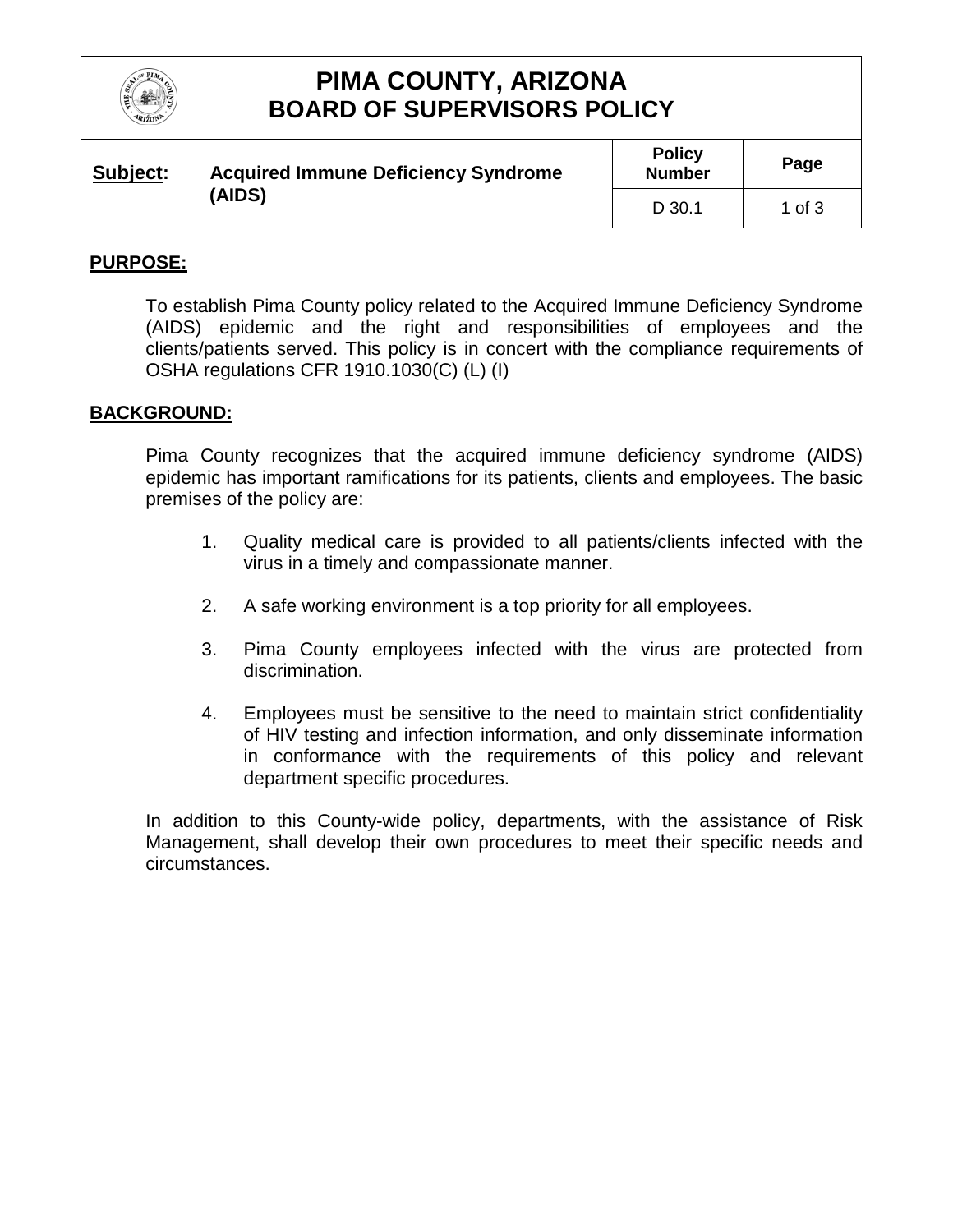# PIMA COUNTY, ARIZONA
# BOARD OF SUPERVISORS POLICY

| **Subject:** | **Acquired Immune Deficiency Syndrome (AIDS)** | **Policy Number** | **Page** |
|---|---|---|---|
| | | D 30.1 | 1 of 3 |

## PURPOSE:

To establish Pima County policy related to the Acquired Immune Deficiency Syndrome (AIDS) epidemic and the right and responsibilities of employees and the clients/patients served. This policy is in concert with the compliance requirements of OSHA regulations CFR 1910.1030(C) (L) (I)

## BACKGROUND:

Pima County recognizes that the acquired immune deficiency syndrome (AIDS) epidemic has important ramifications for its patients, clients and employees. The basic premises of the policy are:

1. Quality medical care is provided to all patients/clients infected with the virus in a timely and compassionate manner.

2. A safe working environment is a top priority for all employees.

3. Pima County employees infected with the virus are protected from discrimination.

4. Employees must be sensitive to the need to maintain strict confidentiality of HIV testing and infection information, and only disseminate information in conformance with the requirements of this policy and relevant department specific procedures.

In addition to this County-wide policy, departments, with the assistance of Risk Management, shall develop their own procedures to meet their specific needs and circumstances.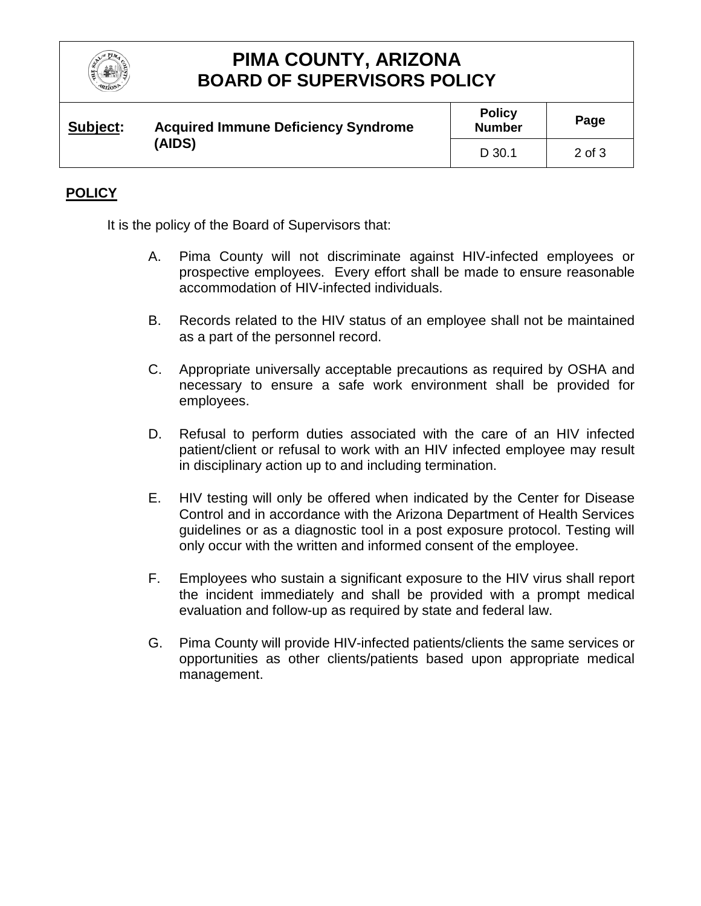## POLICY

It is the policy of the Board of Supervisors that:

A. Pima County will not discriminate against HIV-infected employees or prospective employees. Every effort shall be made to ensure reasonable accommodation of HIV-infected individuals.

B. Records related to the HIV status of an employee shall not be maintained as a part of the personnel record.

C. Appropriate universally acceptable precautions as required by OSHA and necessary to ensure a safe work environment shall be provided for employees.

D. Refusal to perform duties associated with the care of an HIV infected patient/client or refusal to work with an HIV infected employee may result in disciplinary action up to and including termination.

E. HIV testing will only be offered when indicated by the Center for Disease Control and in accordance with the Arizona Department of Health Services guidelines or as a diagnostic tool in a post exposure protocol. Testing will only occur with the written and informed consent of the employee.

F. Employees who sustain a significant exposure to the HIV virus shall report the incident immediately and shall be provided with a prompt medical evaluation and follow-up as required by state and federal law.

G. Pima County will provide HIV-infected patients/clients the same services or opportunities as other clients/patients based upon appropriate medical management.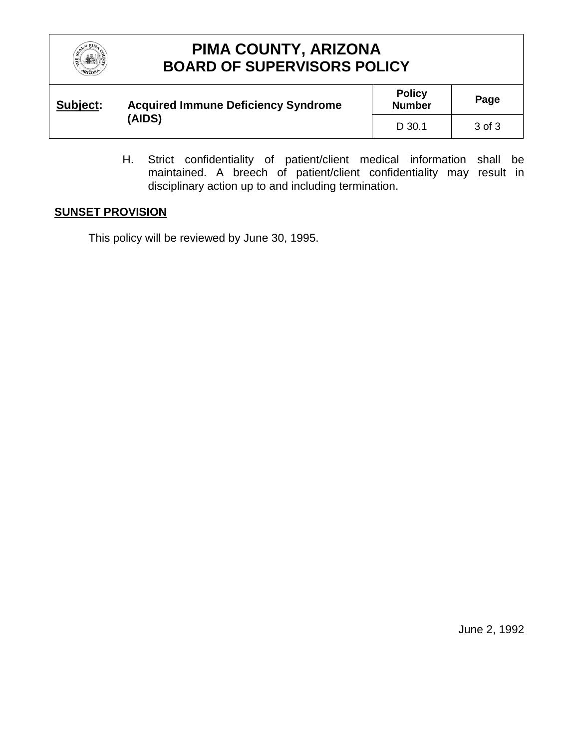H. Strict confidentiality of patient/client medical information shall be maintained. A breech of patient/client confidentiality may result in disciplinary action up to and including termination.

**SUNSET PROVISION**

This policy will be reviewed by June 30, 1995.

June 2, 1992